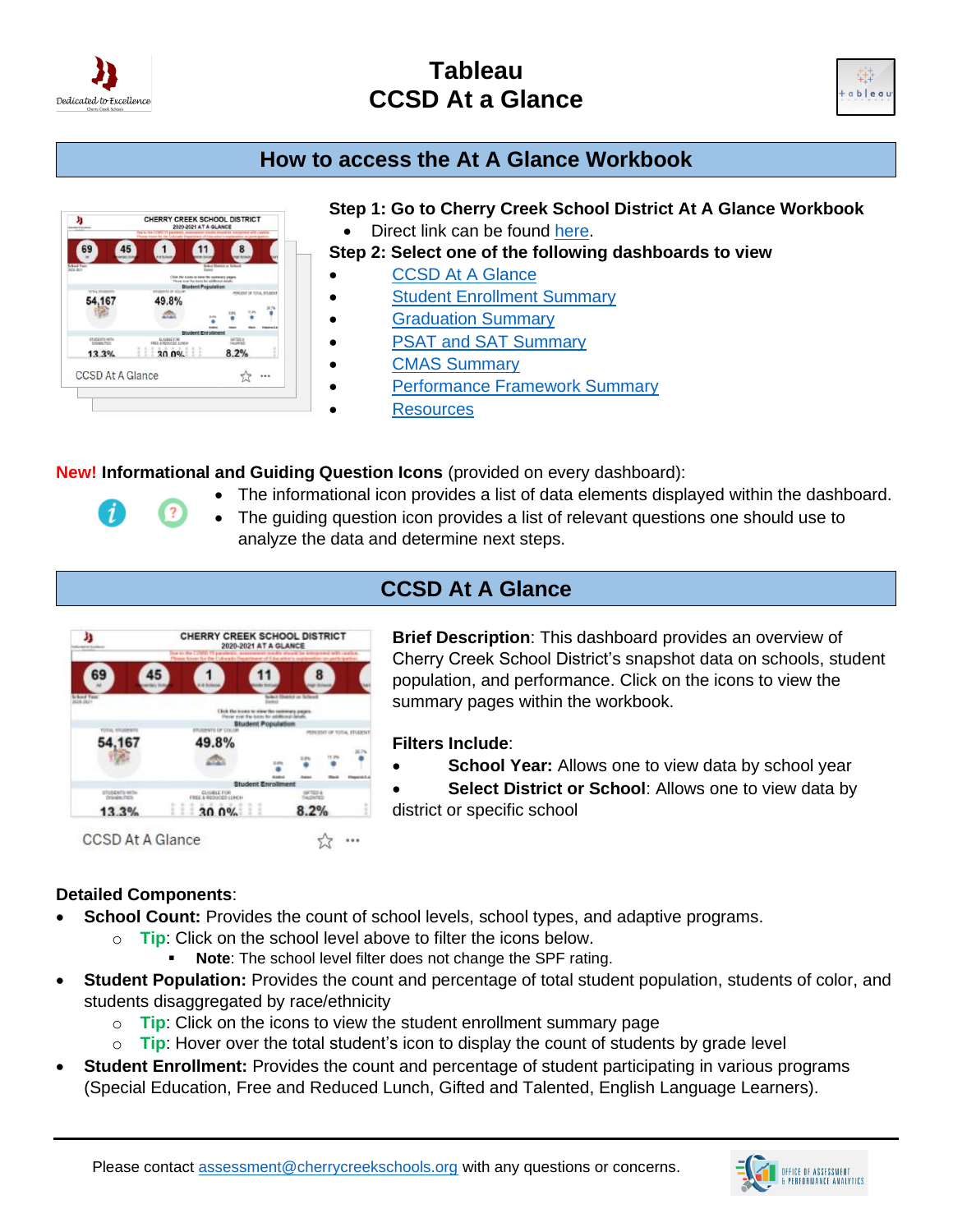# Tableau
# CCSD At a Glance

## How to access the At A Glance Workbook

**Step 1: Go to Cherry Creek School District At A Glance Workbook**

- Direct link can be found here.

**Step 2: Select one of the following dashboards to view**

- CCSD At A Glance
- Student Enrollment Summary
- Graduation Summary
- PSAT and SAT Summary
- CMAS Summary
- Performance Framework Summary
- Resources

**New! Informational and Guiding Question Icons** (provided on every dashboard):

- The informational icon provides a list of data elements displayed within the dashboard.
- The guiding question icon provides a list of relevant questions one should use to analyze the data and determine next steps.

## CCSD At A Glance

**Brief Description**: This dashboard provides an overview of Cherry Creek School District's snapshot data on schools, student population, and performance. Click on the icons to view the summary pages within the workbook.

**Filters Include**:

- **School Year:** Allows one to view data by school year
- **Select District or School**: Allows one to view data by district or specific school

**Detailed Components**:

- **School Count:** Provides the count of school levels, school types, and adaptive programs.
  - **Tip**: Click on the school level above to filter the icons below.
    - **Note**: The school level filter does not change the SPF rating.
- **Student Population:** Provides the count and percentage of total student population, students of color, and students disaggregated by race/ethnicity
  - **Tip**: Click on the icons to view the student enrollment summary page
  - **Tip**: Hover over the total student's icon to display the count of students by grade level
- **Student Enrollment:** Provides the count and percentage of student participating in various programs (Special Education, Free and Reduced Lunch, Gifted and Talented, English Language Learners).

Please contact assessment@cherrycreekschools.org with any questions or concerns.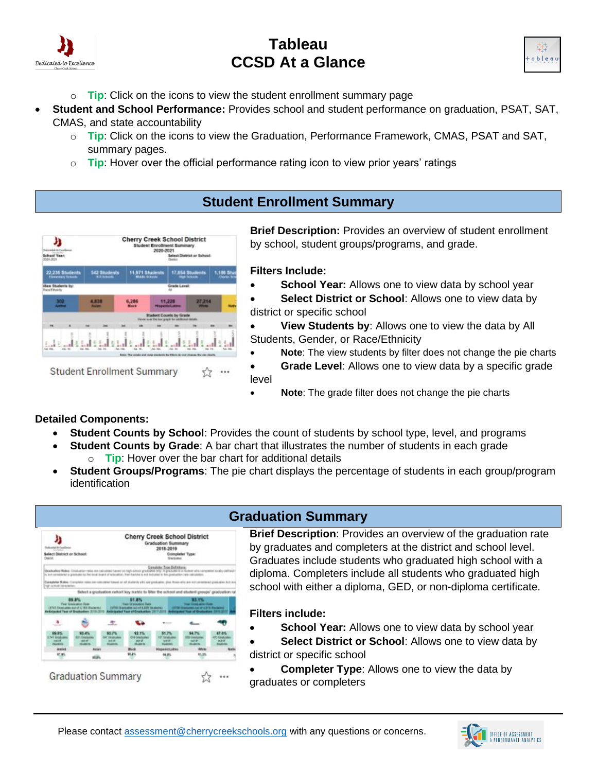- Tip: Click on the icons to view the student enrollment summary page

- **Student and School Performance:** Provides school and student performance on graduation, PSAT, SAT, CMAS, and state accountability
  - Tip: Click on the icons to view the Graduation, Performance Framework, CMAS, PSAT and SAT, summary pages.
  - Tip: Hover over the official performance rating icon to view prior years' ratings

## Student Enrollment Summary

Student Enrollment Summary

**Brief Description:** Provides an overview of student enrollment by school, student groups/programs, and grade.

**Filters Include:**

- **School Year:** Allows one to view data by school year
- **Select District or School**: Allows one to view data by district or specific school
- **View Students by**: Allows one to view the data by All Students, Gender, or Race/Ethnicity
- **Note**: The view students by filter does not change the pie charts
- **Grade Level**: Allows one to view data by a specific grade level
- **Note**: The grade filter does not change the pie charts

**Detailed Components:**

- **Student Counts by School**: Provides the count of students by school type, level, and programs
- **Student Counts by Grade**: A bar chart that illustrates the number of students in each grade
  - Tip: Hover over the bar chart for additional details
- **Student Groups/Programs**: The pie chart displays the percentage of students in each group/program identification

## Graduation Summary

Graduation Summary

**Brief Description**: Provides an overview of the graduation rate by graduates and completers at the district and school level. Graduates include students who graduated high school with a diploma. Completers include all students who graduated high school with either a diploma, GED, or non-diploma certificate.

**Filters include:**

- **School Year:** Allows one to view data by school year
- **Select District or School**: Allows one to view data by district or specific school
- **Completer Type**: Allows one to view the data by graduates or completers

Please contact assessment@cherrycreekschools.org with any questions or concerns.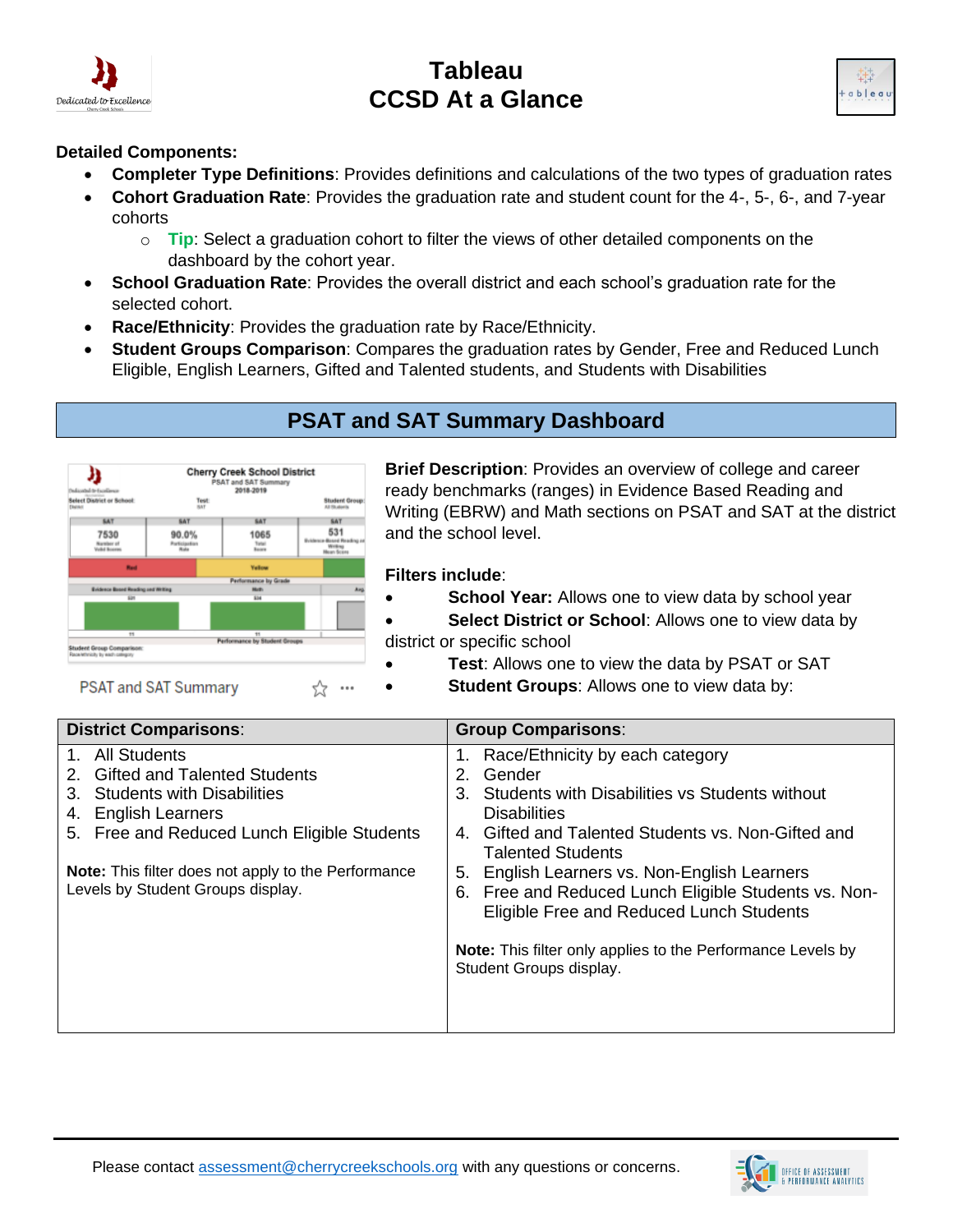**Detailed Components:**

- **Completer Type Definitions**: Provides definitions and calculations of the two types of graduation rates
- **Cohort Graduation Rate**: Provides the graduation rate and student count for the 4-, 5-, 6-, and 7-year cohorts
  - **Tip**: Select a graduation cohort to filter the views of other detailed components on the dashboard by the cohort year.
- **School Graduation Rate**: Provides the overall district and each school's graduation rate for the selected cohort.
- **Race/Ethnicity**: Provides the graduation rate by Race/Ethnicity.
- **Student Groups Comparison**: Compares the graduation rates by Gender, Free and Reduced Lunch Eligible, English Learners, Gifted and Talented students, and Students with Disabilities

## PSAT and SAT Summary Dashboard

PSAT and SAT Summary

**Brief Description**: Provides an overview of college and career ready benchmarks (ranges) in Evidence Based Reading and Writing (EBRW) and Math sections on PSAT and SAT at the district and the school level.

**Filters include**:

- **School Year:** Allows one to view data by school year
- **Select District or School**: Allows one to view data by district or specific school
- **Test**: Allows one to view the data by PSAT or SAT
- **Student Groups**: Allows one to view data by:

| **District Comparisons**: | **Group Comparisons**: |
|---|---|
| 1. All Students<br>2. Gifted and Talented Students<br>3. Students with Disabilities<br>4. English Learners<br>5. Free and Reduced Lunch Eligible Students<br><br>**Note:** This filter does not apply to the Performance Levels by Student Groups display. | 1. Race/Ethnicity by each category<br>2. Gender<br>3. Students with Disabilities vs Students without Disabilities<br>4. Gifted and Talented Students vs. Non-Gifted and Talented Students<br>5. English Learners vs. Non-English Learners<br>6. Free and Reduced Lunch Eligible Students vs. Non-Eligible Free and Reduced Lunch Students<br><br>**Note:** This filter only applies to the Performance Levels by Student Groups display. |

Please contact assessment@cherrycreekschools.org with any questions or concerns.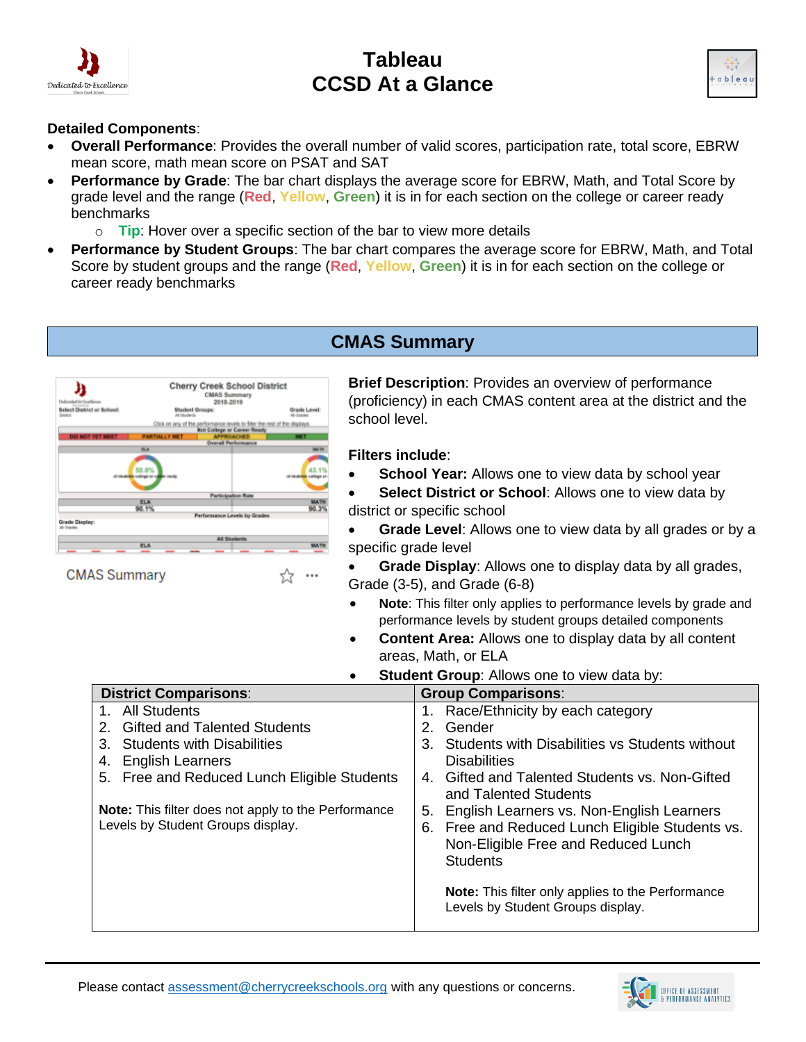# Tableau
# CCSD At a Glance

**Detailed Components**:

- **Overall Performance**: Provides the overall number of valid scores, participation rate, total score, EBRW mean score, math mean score on PSAT and SAT
- **Performance by Grade**: The bar chart displays the average score for EBRW, Math, and Total Score by grade level and the range (Red, Yellow, Green) it is in for each section on the college or career ready benchmarks
    - **Tip**: Hover over a specific section of the bar to view more details
- **Performance by Student Groups**: The bar chart compares the average score for EBRW, Math, and Total Score by student groups and the range (Red, Yellow, Green) it is in for each section on the college or career ready benchmarks

## CMAS Summary

CMAS Summary

**Brief Description**: Provides an overview of performance (proficiency) in each CMAS content area at the district and the school level.

**Filters include**:

- **School Year:** Allows one to view data by school year
- **Select District or School**: Allows one to view data by district or specific school
- **Grade Level**: Allows one to view data by all grades or by a specific grade level
- **Grade Display**: Allows one to display data by all grades, Grade (3-5), and Grade (6-8)
    - **Note**: This filter only applies to performance levels by grade and performance levels by student groups detailed components
- **Content Area:** Allows one to display data by all content areas, Math, or ELA
- **Student Group**: Allows one to view data by:

| District Comparisons: | Group Comparisons: |
|---|---|
| 1. All Students<br>2. Gifted and Talented Students<br>3. Students with Disabilities<br>4. English Learners<br>5. Free and Reduced Lunch Eligible Students<br><br>**Note:** This filter does not apply to the Performance Levels by Student Groups display. | 1. Race/Ethnicity by each category<br>2. Gender<br>3. Students with Disabilities vs Students without Disabilities<br>4. Gifted and Talented Students vs. Non-Gifted and Talented Students<br>5. English Learners vs. Non-English Learners<br>6. Free and Reduced Lunch Eligible Students vs. Non-Eligible Free and Reduced Lunch Students<br><br>**Note:** This filter only applies to the Performance Levels by Student Groups display. |

Please contact assessment@cherrycreekschools.org with any questions or concerns.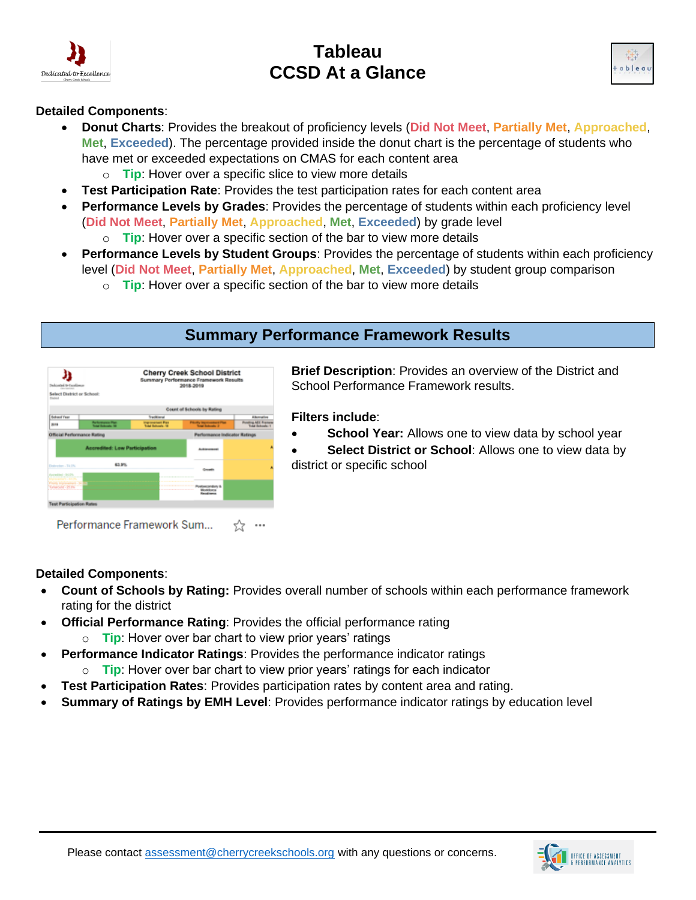# Tableau
# CCSD At a Glance

**Detailed Components**:

- **Donut Charts**: Provides the breakout of proficiency levels (Did Not Meet, Partially Met, Approached, Met, Exceeded). The percentage provided inside the donut chart is the percentage of students who have met or exceeded expectations on CMAS for each content area
  - **Tip**: Hover over a specific slice to view more details
- **Test Participation Rate**: Provides the test participation rates for each content area
- **Performance Levels by Grades**: Provides the percentage of students within each proficiency level (Did Not Meet, Partially Met, Approached, Met, Exceeded) by grade level
  - **Tip**: Hover over a specific section of the bar to view more details
- **Performance Levels by Student Groups**: Provides the percentage of students within each proficiency level (Did Not Meet, Partially Met, Approached, Met, Exceeded) by student group comparison
  - **Tip**: Hover over a specific section of the bar to view more details

## Summary Performance Framework Results

Performance Framework Sum...

**Brief Description**: Provides an overview of the District and School Performance Framework results.

**Filters include**:

- **School Year:** Allows one to view data by school year
- **Select District or School**: Allows one to view data by district or specific school

**Detailed Components**:

- **Count of Schools by Rating:** Provides overall number of schools within each performance framework rating for the district
- **Official Performance Rating**: Provides the official performance rating
  - **Tip**: Hover over bar chart to view prior years' ratings
- **Performance Indicator Ratings**: Provides the performance indicator ratings
  - **Tip**: Hover over bar chart to view prior years' ratings for each indicator
- **Test Participation Rates**: Provides participation rates by content area and rating.
- **Summary of Ratings by EMH Level**: Provides performance indicator ratings by education level

Please contact assessment@cherrycreekschools.org with any questions or concerns.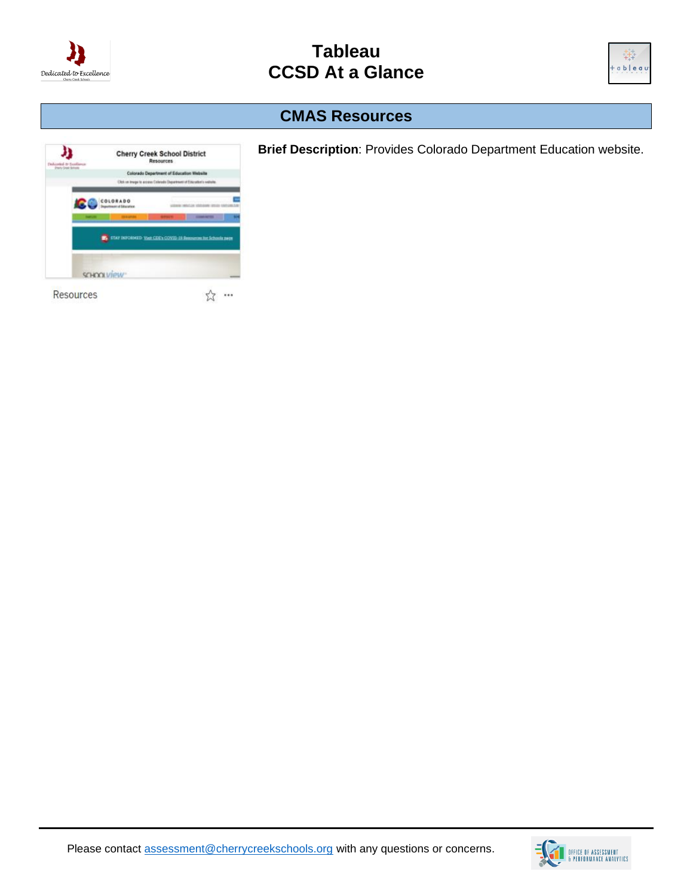# Tableau
# CCSD At a Glance

## CMAS Resources

**Brief Description**: Provides Colorado Department Education website.

Please contact assessment@cherrycreekschools.org with any questions or concerns.